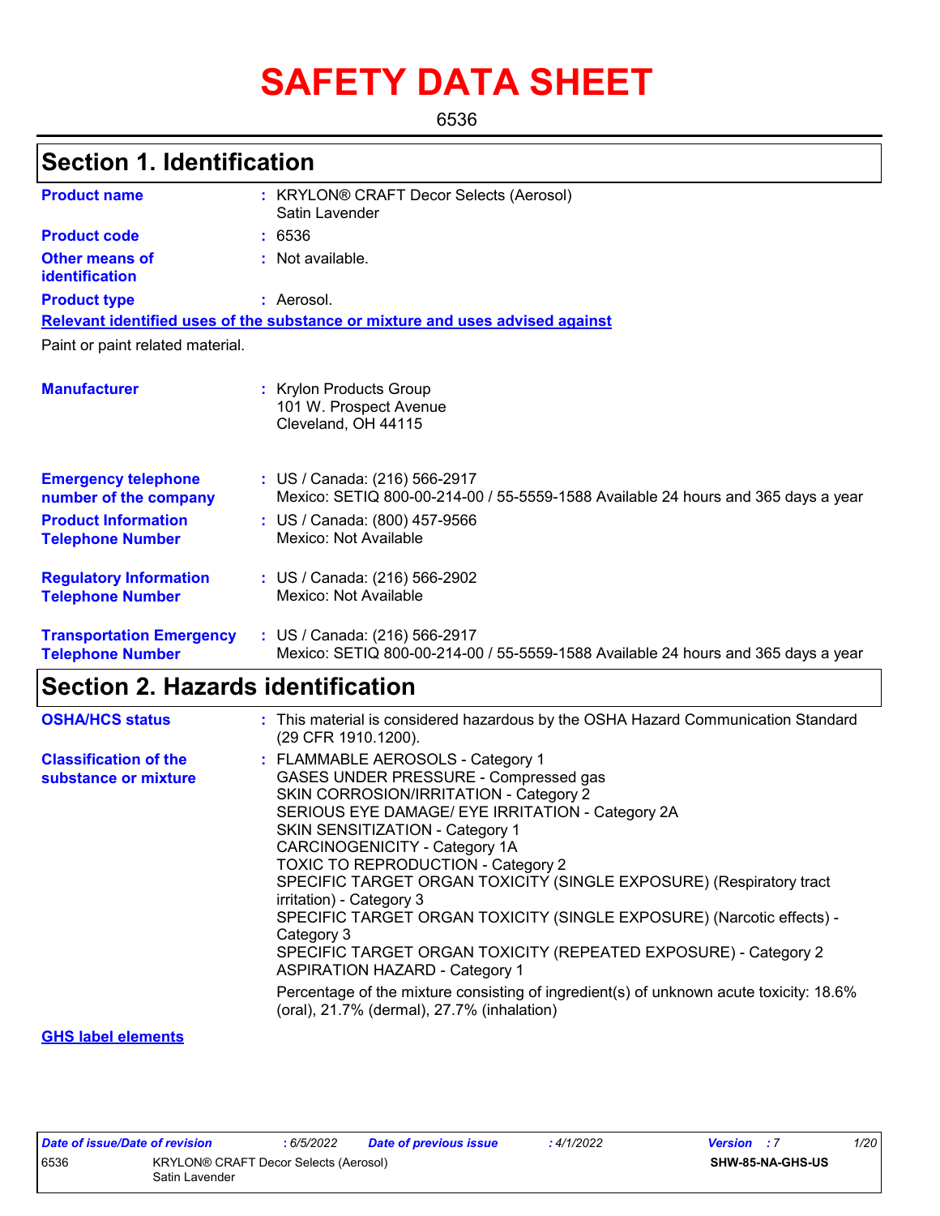# SAFETY DATA SHEET

6536

## Section 1. Identification

| | |
|---|---|
| **Product name** | : KRYLON® CRAFT Decor Selects (Aerosol) Satin Lavender |
| **Product code** | : 6536 |
| **Other means of identification** | : Not available. |
| **Product type** | : Aerosol. |

**Relevant identified uses of the substance or mixture and uses advised against**

Paint or paint related material.

| | |
|---|---|
| **Manufacturer** | : Krylon Products Group<br>101 W. Prospect Avenue<br>Cleveland, OH 44115 |
| **Emergency telephone number of the company** | : US / Canada: (216) 566-2917<br>Mexico: SETIQ 800-00-214-00 / 55-5559-1588 Available 24 hours and 365 days a year |
| **Product Information Telephone Number** | : US / Canada: (800) 457-9566<br>Mexico: Not Available |
| **Regulatory Information Telephone Number** | : US / Canada: (216) 566-2902<br>Mexico: Not Available |
| **Transportation Emergency Telephone Number** | : US / Canada: (216) 566-2917<br>Mexico: SETIQ 800-00-214-00 / 55-5559-1588 Available 24 hours and 365 days a year |

## Section 2. Hazards identification

| | |
|---|---|
| **OSHA/HCS status** | : This material is considered hazardous by the OSHA Hazard Communication Standard (29 CFR 1910.1200). |
| **Classification of the substance or mixture** | : FLAMMABLE AEROSOLS - Category 1<br>GASES UNDER PRESSURE - Compressed gas<br>SKIN CORROSION/IRRITATION - Category 2<br>SERIOUS EYE DAMAGE/ EYE IRRITATION - Category 2A<br>SKIN SENSITIZATION - Category 1<br>CARCINOGENICITY - Category 1A<br>TOXIC TO REPRODUCTION - Category 2<br>SPECIFIC TARGET ORGAN TOXICITY (SINGLE EXPOSURE) (Respiratory tract irritation) - Category 3<br>SPECIFIC TARGET ORGAN TOXICITY (SINGLE EXPOSURE) (Narcotic effects) - Category 3<br>SPECIFIC TARGET ORGAN TOXICITY (REPEATED EXPOSURE) - Category 2<br>ASPIRATION HAZARD - Category 1<br><br>Percentage of the mixture consisting of ingredient(s) of unknown acute toxicity: 18.6% (oral), 21.7% (dermal), 27.7% (inhalation) |

**GHS label elements**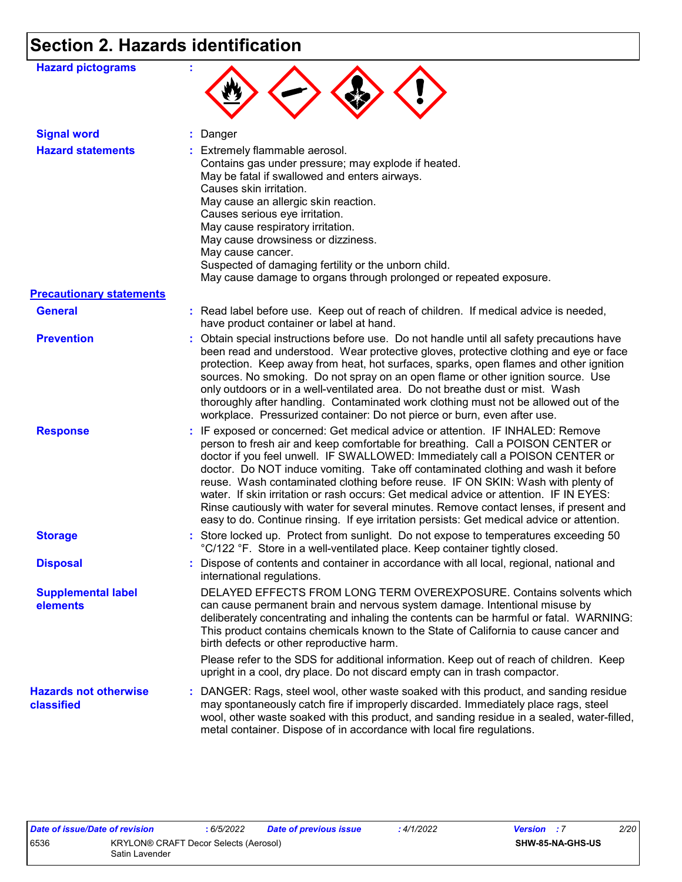# Section 2. Hazards identification

**Hazard pictograms** :

**Signal word** : Danger

**Hazard statements** : Extremely flammable aerosol.
Contains gas under pressure; may explode if heated.
May be fatal if swallowed and enters airways.
Causes skin irritation.
May cause an allergic skin reaction.
Causes serious eye irritation.
May cause respiratory irritation.
May cause drowsiness or dizziness.
May cause cancer.
Suspected of damaging fertility or the unborn child.
May cause damage to organs through prolonged or repeated exposure.

**Precautionary statements**

**General** : Read label before use. Keep out of reach of children. If medical advice is needed, have product container or label at hand.

**Prevention** : Obtain special instructions before use. Do not handle until all safety precautions have been read and understood. Wear protective gloves, protective clothing and eye or face protection. Keep away from heat, hot surfaces, sparks, open flames and other ignition sources. No smoking. Do not spray on an open flame or other ignition source. Use only outdoors or in a well-ventilated area. Do not breathe dust or mist. Wash thoroughly after handling. Contaminated work clothing must not be allowed out of the workplace. Pressurized container: Do not pierce or burn, even after use.

**Response** : IF exposed or concerned: Get medical advice or attention. IF INHALED: Remove person to fresh air and keep comfortable for breathing. Call a POISON CENTER or doctor if you feel unwell. IF SWALLOWED: Immediately call a POISON CENTER or doctor. Do NOT induce vomiting. Take off contaminated clothing and wash it before reuse. Wash contaminated clothing before reuse. IF ON SKIN: Wash with plenty of water. If skin irritation or rash occurs: Get medical advice or attention. IF IN EYES: Rinse cautiously with water for several minutes. Remove contact lenses, if present and easy to do. Continue rinsing. If eye irritation persists: Get medical advice or attention.

**Storage** : Store locked up. Protect from sunlight. Do not expose to temperatures exceeding 50 °C/122 °F. Store in a well-ventilated place. Keep container tightly closed.

**Disposal** : Dispose of contents and container in accordance with all local, regional, national and international regulations.

**Supplemental label elements** DELAYED EFFECTS FROM LONG TERM OVEREXPOSURE. Contains solvents which can cause permanent brain and nervous system damage. Intentional misuse by deliberately concentrating and inhaling the contents can be harmful or fatal. WARNING: This product contains chemicals known to the State of California to cause cancer and birth defects or other reproductive harm.

Please refer to the SDS for additional information. Keep out of reach of children. Keep upright in a cool, dry place. Do not discard empty can in trash compactor.

**Hazards not otherwise classified** : DANGER: Rags, steel wool, other waste soaked with this product, and sanding residue may spontaneously catch fire if improperly discarded. Immediately place rags, steel wool, other waste soaked with this product, and sanding residue in a sealed, water-filled, metal container. Dispose of in accordance with local fire regulations.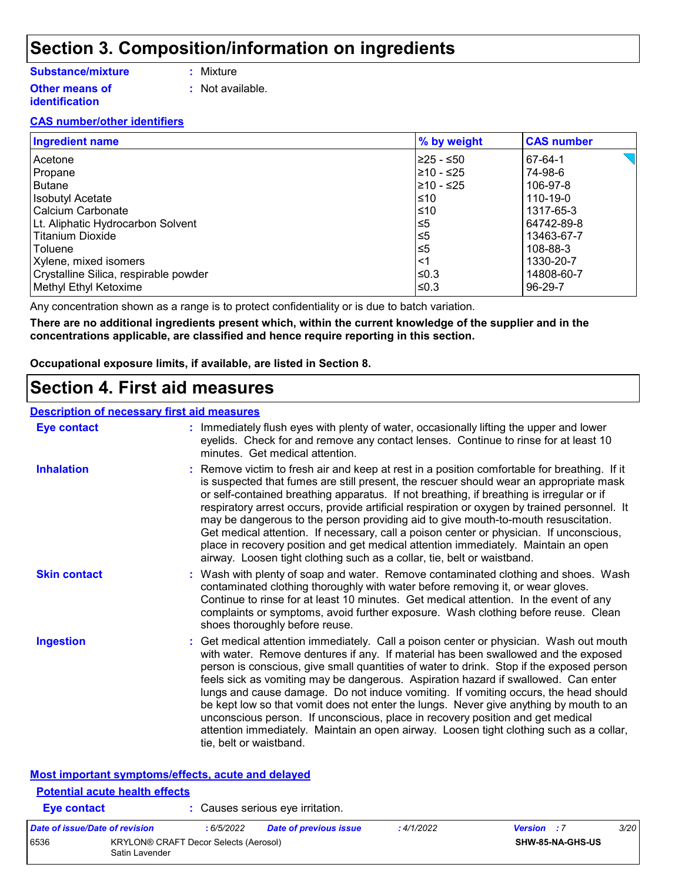# Section 3. Composition/information on ingredients

**Substance/mixture** : Mixture

**Other means of identification** : Not available.

**CAS number/other identifiers**

| Ingredient name | % by weight | CAS number |
|---|---|---|
| Acetone | ≥25 - ≤50 | 67-64-1 |
| Propane | ≥10 - ≤25 | 74-98-6 |
| Butane | ≥10 - ≤25 | 106-97-8 |
| Isobutyl Acetate | ≤10 | 110-19-0 |
| Calcium Carbonate | ≤10 | 1317-65-3 |
| Lt. Aliphatic Hydrocarbon Solvent | ≤5 | 64742-89-8 |
| Titanium Dioxide | ≤5 | 13463-67-7 |
| Toluene | ≤5 | 108-88-3 |
| Xylene, mixed isomers | <1 | 1330-20-7 |
| Crystalline Silica, respirable powder | ≤0.3 | 14808-60-7 |
| Methyl Ethyl Ketoxime | ≤0.3 | 96-29-7 |

Any concentration shown as a range is to protect confidentiality or is due to batch variation.

**There are no additional ingredients present which, within the current knowledge of the supplier and in the concentrations applicable, are classified and hence require reporting in this section.**

**Occupational exposure limits, if available, are listed in Section 8.**

# Section 4. First aid measures

**Description of necessary first aid measures**

**Eye contact** : Immediately flush eyes with plenty of water, occasionally lifting the upper and lower eyelids. Check for and remove any contact lenses. Continue to rinse for at least 10 minutes. Get medical attention.

**Inhalation** : Remove victim to fresh air and keep at rest in a position comfortable for breathing. If it is suspected that fumes are still present, the rescuer should wear an appropriate mask or self-contained breathing apparatus. If not breathing, if breathing is irregular or if respiratory arrest occurs, provide artificial respiration or oxygen by trained personnel. It may be dangerous to the person providing aid to give mouth-to-mouth resuscitation. Get medical attention. If necessary, call a poison center or physician. If unconscious, place in recovery position and get medical attention immediately. Maintain an open airway. Loosen tight clothing such as a collar, tie, belt or waistband.

**Skin contact** : Wash with plenty of soap and water. Remove contaminated clothing and shoes. Wash contaminated clothing thoroughly with water before removing it, or wear gloves. Continue to rinse for at least 10 minutes. Get medical attention. In the event of any complaints or symptoms, avoid further exposure. Wash clothing before reuse. Clean shoes thoroughly before reuse.

**Ingestion** : Get medical attention immediately. Call a poison center or physician. Wash out mouth with water. Remove dentures if any. If material has been swallowed and the exposed person is conscious, give small quantities of water to drink. Stop if the exposed person feels sick as vomiting may be dangerous. Aspiration hazard if swallowed. Can enter lungs and cause damage. Do not induce vomiting. If vomiting occurs, the head should be kept low so that vomit does not enter the lungs. Never give anything by mouth to an unconscious person. If unconscious, place in recovery position and get medical attention immediately. Maintain an open airway. Loosen tight clothing such as a collar, tie, belt or waistband.

**Most important symptoms/effects, acute and delayed**

**Potential acute health effects**

**Eye contact** : Causes serious eye irritation.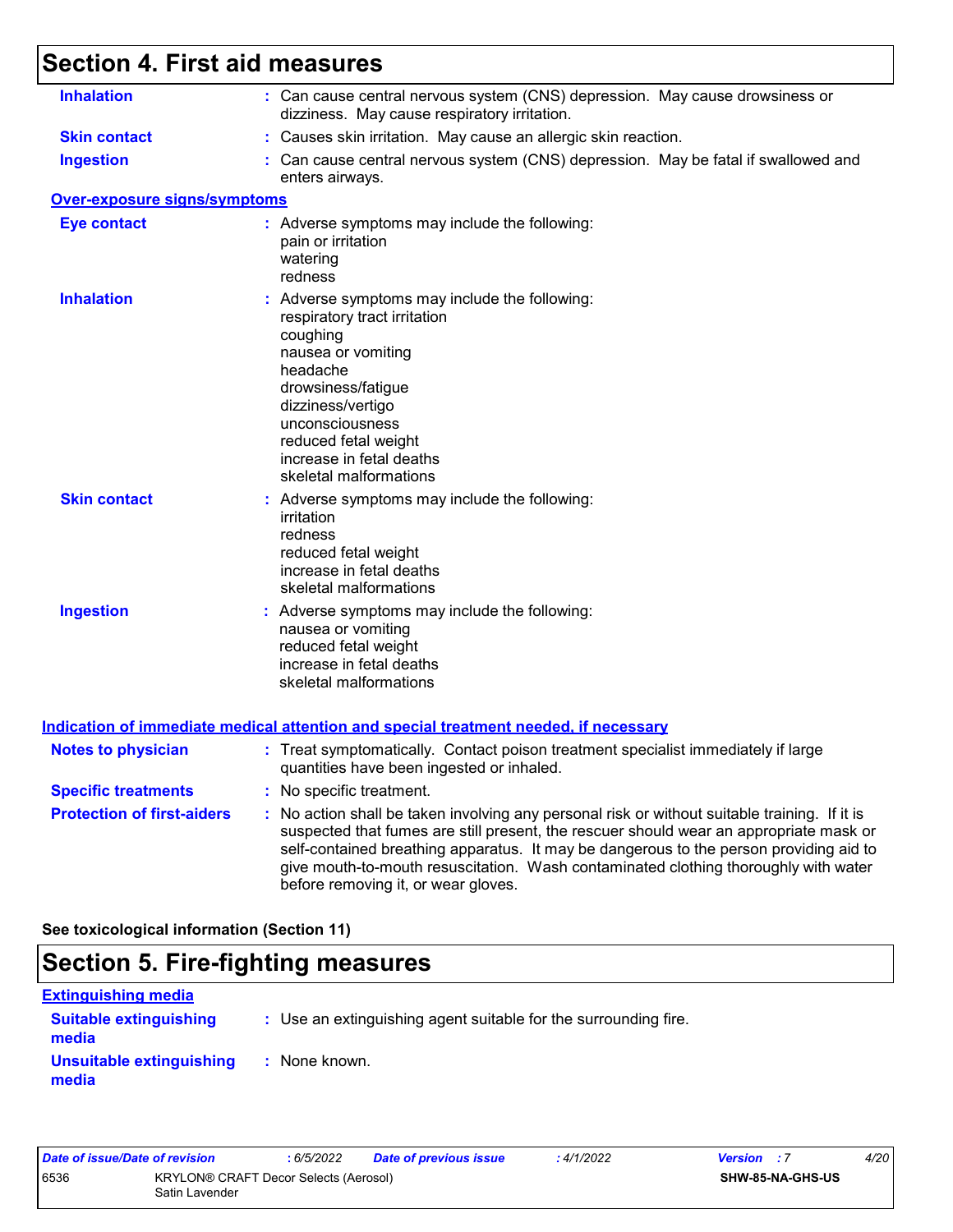## Section 4. First aid measures

**Inhalation** : Can cause central nervous system (CNS) depression. May cause drowsiness or dizziness. May cause respiratory irritation.

**Skin contact** : Causes skin irritation. May cause an allergic skin reaction.

**Ingestion** : Can cause central nervous system (CNS) depression. May be fatal if swallowed and enters airways.

**Over-exposure signs/symptoms**

**Eye contact** : Adverse symptoms may include the following:
pain or irritation
watering
redness

**Inhalation** : Adverse symptoms may include the following:
respiratory tract irritation
coughing
nausea or vomiting
headache
drowsiness/fatigue
dizziness/vertigo
unconsciousness
reduced fetal weight
increase in fetal deaths
skeletal malformations

**Skin contact** : Adverse symptoms may include the following:
irritation
redness
reduced fetal weight
increase in fetal deaths
skeletal malformations

**Ingestion** : Adverse symptoms may include the following:
nausea or vomiting
reduced fetal weight
increase in fetal deaths
skeletal malformations

**Indication of immediate medical attention and special treatment needed, if necessary**

**Notes to physician** : Treat symptomatically. Contact poison treatment specialist immediately if large quantities have been ingested or inhaled.

**Specific treatments** : No specific treatment.

**Protection of first-aiders** : No action shall be taken involving any personal risk or without suitable training. If it is suspected that fumes are still present, the rescuer should wear an appropriate mask or self-contained breathing apparatus. It may be dangerous to the person providing aid to give mouth-to-mouth resuscitation. Wash contaminated clothing thoroughly with water before removing it, or wear gloves.

**See toxicological information (Section 11)**

## Section 5. Fire-fighting measures

**Extinguishing media**

**Suitable extinguishing media** : Use an extinguishing agent suitable for the surrounding fire.

**Unsuitable extinguishing media** : None known.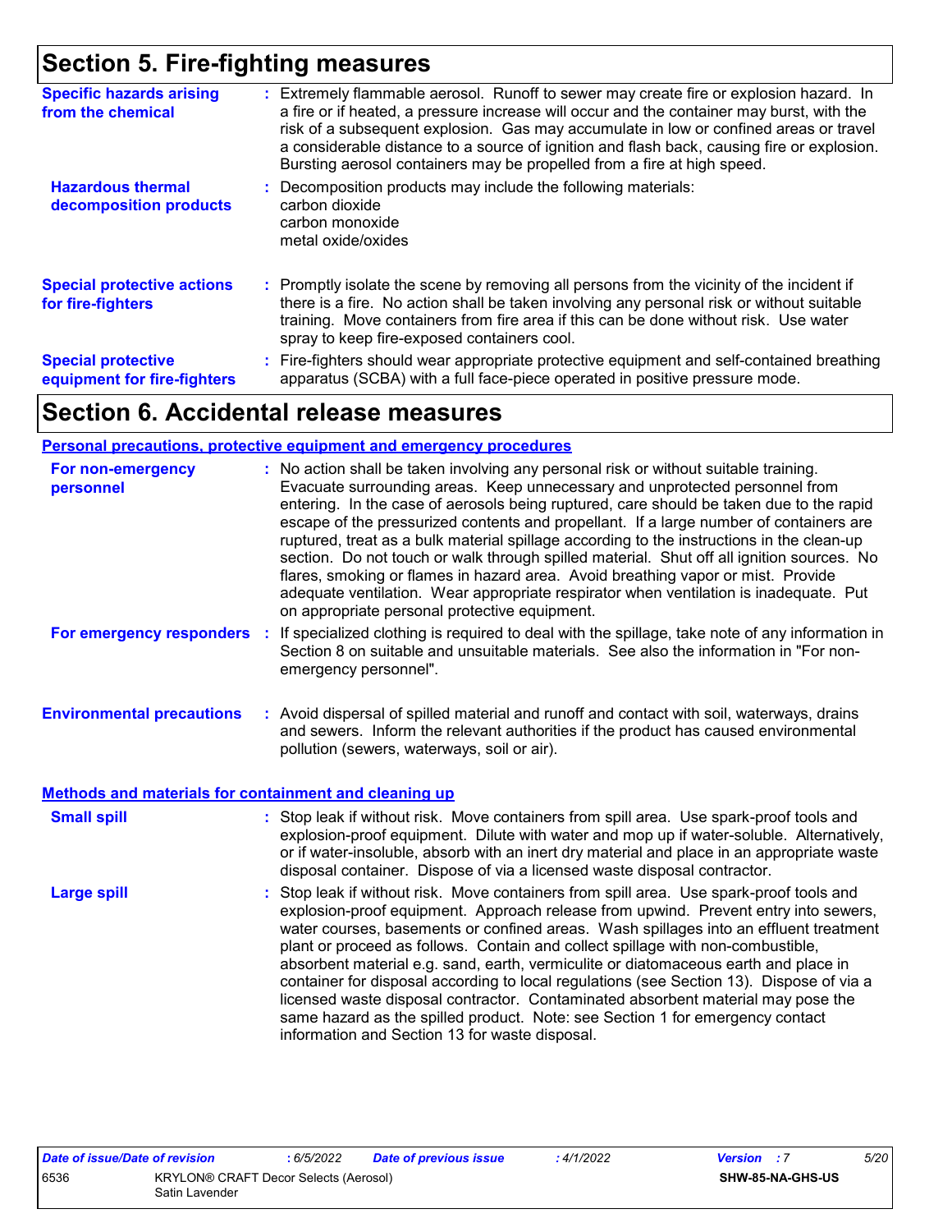# Section 5. Fire-fighting measures

**Specific hazards arising from the chemical** : Extremely flammable aerosol. Runoff to sewer may create fire or explosion hazard. In a fire or if heated, a pressure increase will occur and the container may burst, with the risk of a subsequent explosion. Gas may accumulate in low or confined areas or travel a considerable distance to a source of ignition and flash back, causing fire or explosion. Bursting aerosol containers may be propelled from a fire at high speed.

**Hazardous thermal decomposition products** : Decomposition products may include the following materials:
carbon dioxide
carbon monoxide
metal oxide/oxides

**Special protective actions for fire-fighters** : Promptly isolate the scene by removing all persons from the vicinity of the incident if there is a fire. No action shall be taken involving any personal risk or without suitable training. Move containers from fire area if this can be done without risk. Use water spray to keep fire-exposed containers cool.

**Special protective equipment for fire-fighters** : Fire-fighters should wear appropriate protective equipment and self-contained breathing apparatus (SCBA) with a full face-piece operated in positive pressure mode.

# Section 6. Accidental release measures

## Personal precautions, protective equipment and emergency procedures

**For non-emergency personnel** : No action shall be taken involving any personal risk or without suitable training. Evacuate surrounding areas. Keep unnecessary and unprotected personnel from entering. In the case of aerosols being ruptured, care should be taken due to the rapid escape of the pressurized contents and propellant. If a large number of containers are ruptured, treat as a bulk material spillage according to the instructions in the clean-up section. Do not touch or walk through spilled material. Shut off all ignition sources. No flares, smoking or flames in hazard area. Avoid breathing vapor or mist. Provide adequate ventilation. Wear appropriate respirator when ventilation is inadequate. Put on appropriate personal protective equipment.

**For emergency responders** : If specialized clothing is required to deal with the spillage, take note of any information in Section 8 on suitable and unsuitable materials. See also the information in "For non-emergency personnel".

**Environmental precautions** : Avoid dispersal of spilled material and runoff and contact with soil, waterways, drains and sewers. Inform the relevant authorities if the product has caused environmental pollution (sewers, waterways, soil or air).

## Methods and materials for containment and cleaning up

**Small spill** : Stop leak if without risk. Move containers from spill area. Use spark-proof tools and explosion-proof equipment. Dilute with water and mop up if water-soluble. Alternatively, or if water-insoluble, absorb with an inert dry material and place in an appropriate waste disposal container. Dispose of via a licensed waste disposal contractor.

**Large spill** : Stop leak if without risk. Move containers from spill area. Use spark-proof tools and explosion-proof equipment. Approach release from upwind. Prevent entry into sewers, water courses, basements or confined areas. Wash spillages into an effluent treatment plant or proceed as follows. Contain and collect spillage with non-combustible, absorbent material e.g. sand, earth, vermiculite or diatomaceous earth and place in container for disposal according to local regulations (see Section 13). Dispose of via a licensed waste disposal contractor. Contaminated absorbent material may pose the same hazard as the spilled product. Note: see Section 1 for emergency contact information and Section 13 for waste disposal.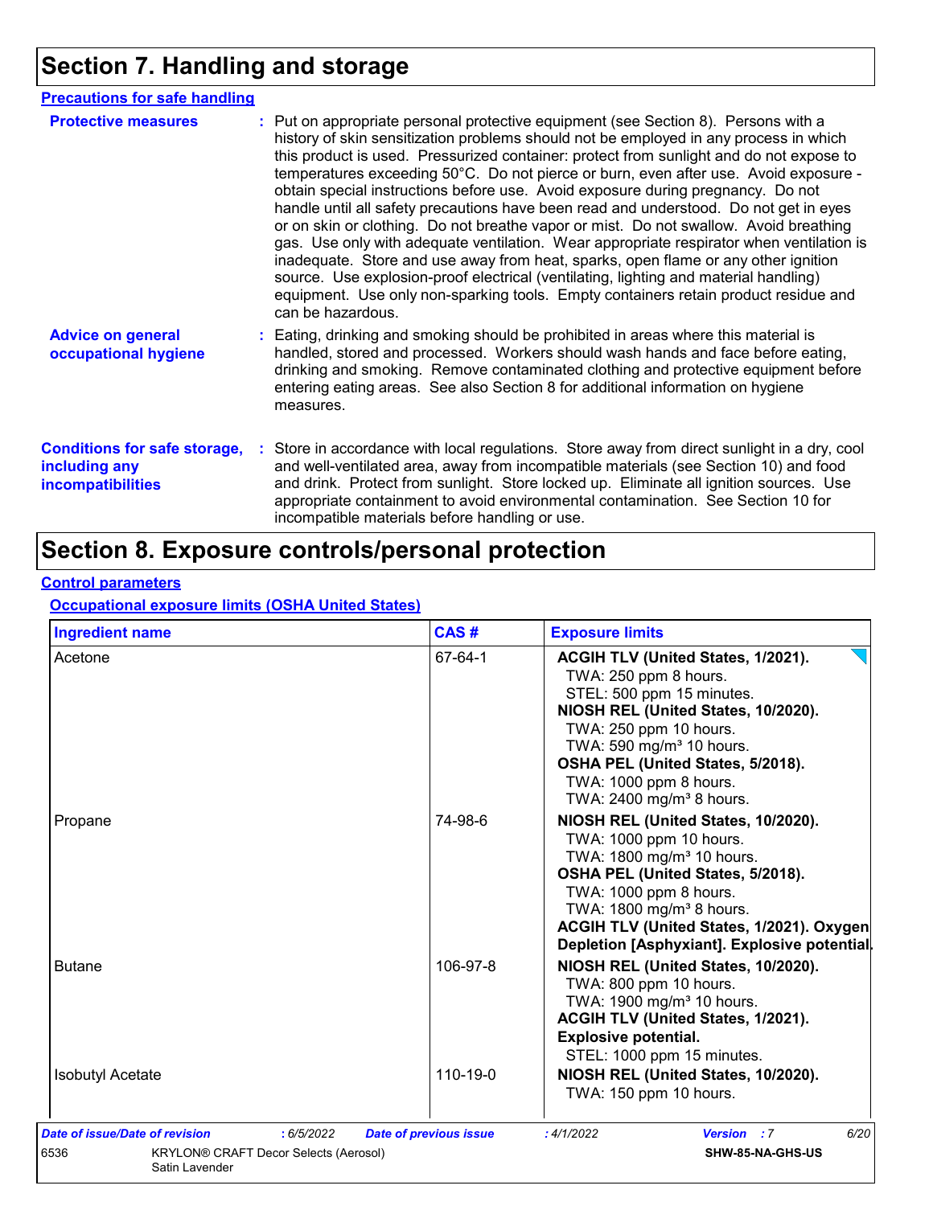# Section 7. Handling and storage

### Precautions for safe handling

**Protective measures** : Put on appropriate personal protective equipment (see Section 8). Persons with a history of skin sensitization problems should not be employed in any process in which this product is used. Pressurized container: protect from sunlight and do not expose to temperatures exceeding 50°C. Do not pierce or burn, even after use. Avoid exposure - obtain special instructions before use. Avoid exposure during pregnancy. Do not handle until all safety precautions have been read and understood. Do not get in eyes or on skin or clothing. Do not breathe vapor or mist. Do not swallow. Avoid breathing gas. Use only with adequate ventilation. Wear appropriate respirator when ventilation is inadequate. Store and use away from heat, sparks, open flame or any other ignition source. Use explosion-proof electrical (ventilating, lighting and material handling) equipment. Use only non-sparking tools. Empty containers retain product residue and can be hazardous.

**Advice on general occupational hygiene** : Eating, drinking and smoking should be prohibited in areas where this material is handled, stored and processed. Workers should wash hands and face before eating, drinking and smoking. Remove contaminated clothing and protective equipment before entering eating areas. See also Section 8 for additional information on hygiene measures.

**Conditions for safe storage, including any incompatibilities** : Store in accordance with local regulations. Store away from direct sunlight in a dry, cool and well-ventilated area, away from incompatible materials (see Section 10) and food and drink. Protect from sunlight. Store locked up. Eliminate all ignition sources. Use appropriate containment to avoid environmental contamination. See Section 10 for incompatible materials before handling or use.

# Section 8. Exposure controls/personal protection

### Control parameters

#### Occupational exposure limits (OSHA United States)

| Ingredient name | CAS # | Exposure limits |
|---|---|---|
| Acetone | 67-64-1 | **ACGIH TLV (United States, 1/2021).**<br>TWA: 250 ppm 8 hours.<br>STEL: 500 ppm 15 minutes.<br>**NIOSH REL (United States, 10/2020).**<br>TWA: 250 ppm 10 hours.<br>TWA: 590 mg/m³ 10 hours.<br>**OSHA PEL (United States, 5/2018).**<br>TWA: 1000 ppm 8 hours.<br>TWA: 2400 mg/m³ 8 hours. |
| Propane | 74-98-6 | **NIOSH REL (United States, 10/2020).**<br>TWA: 1000 ppm 10 hours.<br>TWA: 1800 mg/m³ 10 hours.<br>**OSHA PEL (United States, 5/2018).**<br>TWA: 1000 ppm 8 hours.<br>TWA: 1800 mg/m³ 8 hours.<br>**ACGIH TLV (United States, 1/2021). Oxygen Depletion [Asphyxiant]. Explosive potential.** |
| Butane | 106-97-8 | **NIOSH REL (United States, 10/2020).**<br>TWA: 800 ppm 10 hours.<br>TWA: 1900 mg/m³ 10 hours.<br>**ACGIH TLV (United States, 1/2021). Explosive potential.**<br>STEL: 1000 ppm 15 minutes. |
| Isobutyl Acetate | 110-19-0 | **NIOSH REL (United States, 10/2020).**<br>TWA: 150 ppm 10 hours. |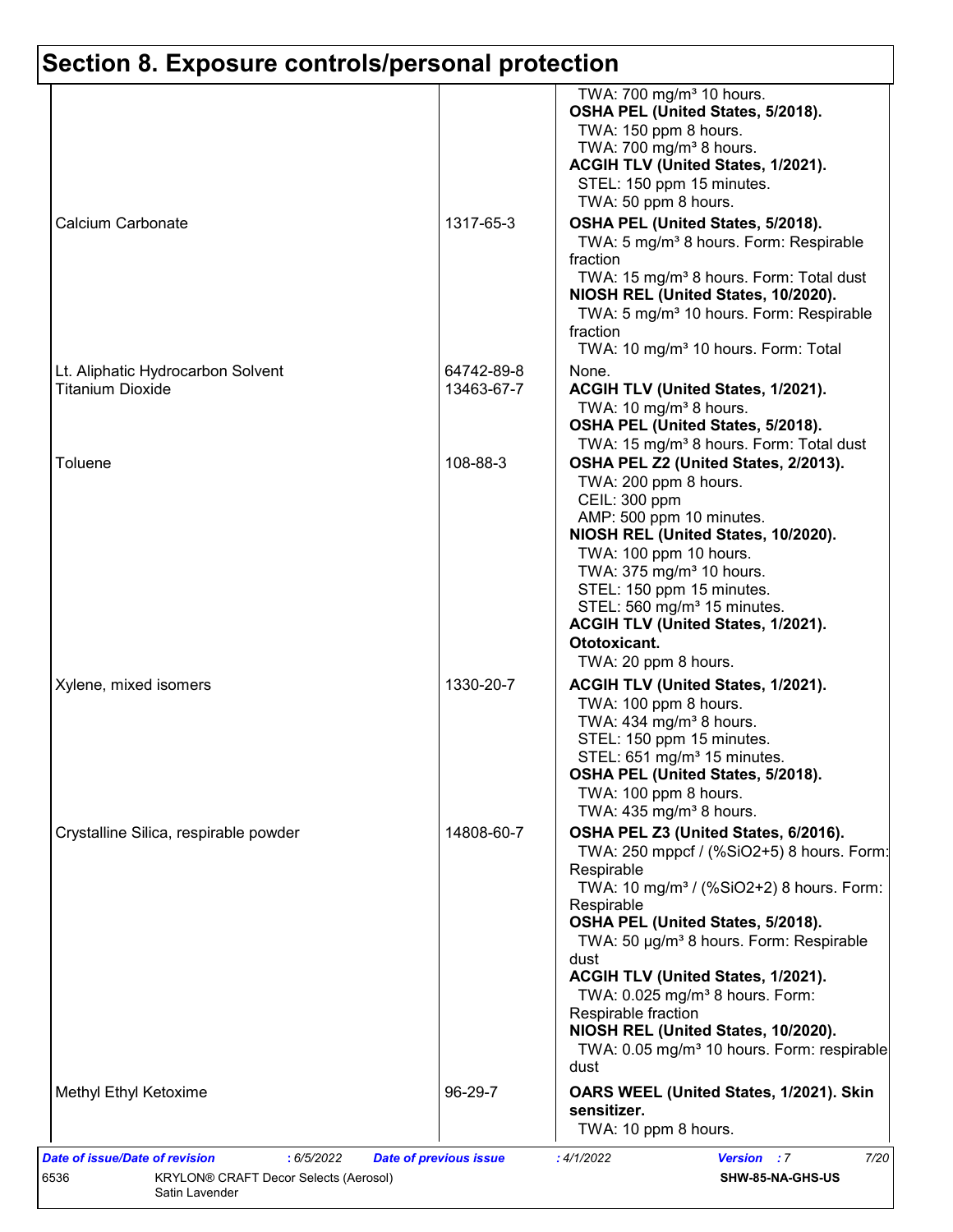## Section 8. Exposure controls/personal protection

| | | |
|---|---|---|
| | | TWA: 700 mg/m³ 10 hours.<br>**OSHA PEL (United States, 5/2018).**<br>TWA: 150 ppm 8 hours.<br>TWA: 700 mg/m³ 8 hours.<br>**ACGIH TLV (United States, 1/2021).**<br>STEL: 150 ppm 15 minutes.<br>TWA: 50 ppm 8 hours. |
| Calcium Carbonate | 1317-65-3 | **OSHA PEL (United States, 5/2018).**<br>TWA: 5 mg/m³ 8 hours. Form: Respirable fraction<br>TWA: 15 mg/m³ 8 hours. Form: Total dust<br>**NIOSH REL (United States, 10/2020).**<br>TWA: 5 mg/m³ 10 hours. Form: Respirable fraction<br>TWA: 10 mg/m³ 10 hours. Form: Total |
| Lt. Aliphatic Hydrocarbon Solvent | 64742-89-8 | None. |
| Titanium Dioxide | 13463-67-7 | **ACGIH TLV (United States, 1/2021).**<br>TWA: 10 mg/m³ 8 hours.<br>**OSHA PEL (United States, 5/2018).**<br>TWA: 15 mg/m³ 8 hours. Form: Total dust |
| Toluene | 108-88-3 | **OSHA PEL Z2 (United States, 2/2013).**<br>TWA: 200 ppm 8 hours.<br>CEIL: 300 ppm<br>AMP: 500 ppm 10 minutes.<br>**NIOSH REL (United States, 10/2020).**<br>TWA: 100 ppm 10 hours.<br>TWA: 375 mg/m³ 10 hours.<br>STEL: 150 ppm 15 minutes.<br>STEL: 560 mg/m³ 15 minutes.<br>**ACGIH TLV (United States, 1/2021). Ototoxicant.**<br>TWA: 20 ppm 8 hours. |
| Xylene, mixed isomers | 1330-20-7 | **ACGIH TLV (United States, 1/2021).**<br>TWA: 100 ppm 8 hours.<br>TWA: 434 mg/m³ 8 hours.<br>STEL: 150 ppm 15 minutes.<br>STEL: 651 mg/m³ 15 minutes.<br>**OSHA PEL (United States, 5/2018).**<br>TWA: 100 ppm 8 hours.<br>TWA: 435 mg/m³ 8 hours. |
| Crystalline Silica, respirable powder | 14808-60-7 | **OSHA PEL Z3 (United States, 6/2016).**<br>TWA: 250 mppcf / (%SiO2+5) 8 hours. Form: Respirable<br>TWA: 10 mg/m³ / (%SiO2+2) 8 hours. Form: Respirable<br>**OSHA PEL (United States, 5/2018).**<br>TWA: 50 µg/m³ 8 hours. Form: Respirable dust<br>**ACGIH TLV (United States, 1/2021).**<br>TWA: 0.025 mg/m³ 8 hours. Form: Respirable fraction<br>**NIOSH REL (United States, 10/2020).**<br>TWA: 0.05 mg/m³ 10 hours. Form: respirable dust |
| Methyl Ethyl Ketoxime | 96-29-7 | **OARS WEEL (United States, 1/2021). Skin sensitizer.**<br>TWA: 10 ppm 8 hours. |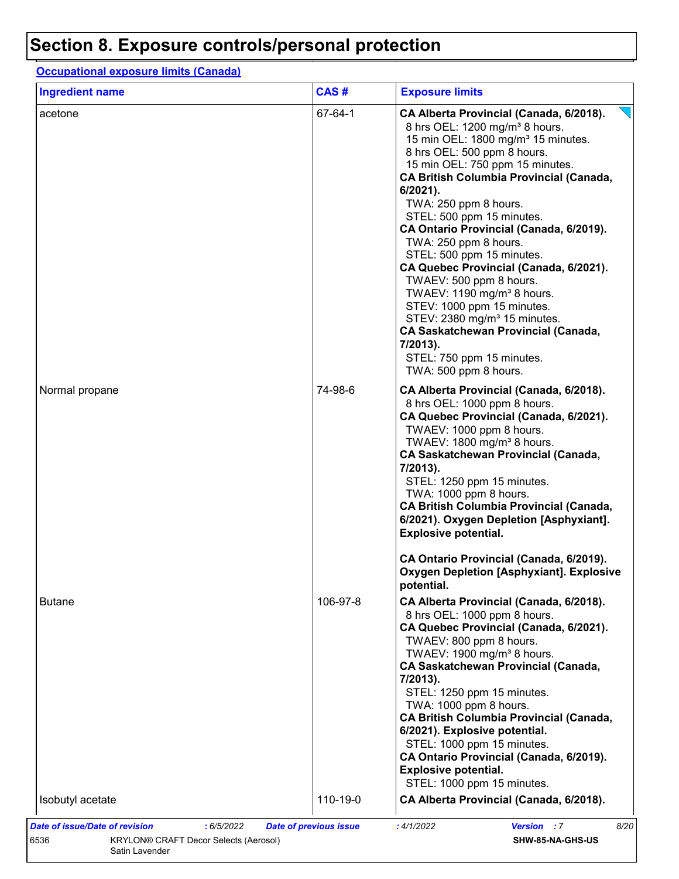# Section 8. Exposure controls/personal protection

**Occupational exposure limits (Canada)**

| Ingredient name | CAS # | Exposure limits |
|---|---|---|
| acetone | 67-64-1 | **CA Alberta Provincial (Canada, 6/2018).**<br>8 hrs OEL: 1200 mg/m³ 8 hours.<br>15 min OEL: 1800 mg/m³ 15 minutes.<br>8 hrs OEL: 500 ppm 8 hours.<br>15 min OEL: 750 ppm 15 minutes.<br>**CA British Columbia Provincial (Canada, 6/2021).**<br>TWA: 250 ppm 8 hours.<br>STEL: 500 ppm 15 minutes.<br>**CA Ontario Provincial (Canada, 6/2019).**<br>TWA: 250 ppm 8 hours.<br>STEL: 500 ppm 15 minutes.<br>**CA Quebec Provincial (Canada, 6/2021).**<br>TWAEV: 500 ppm 8 hours.<br>TWAEV: 1190 mg/m³ 8 hours.<br>STEV: 1000 ppm 15 minutes.<br>STEV: 2380 mg/m³ 15 minutes.<br>**CA Saskatchewan Provincial (Canada, 7/2013).**<br>STEL: 750 ppm 15 minutes.<br>TWA: 500 ppm 8 hours. |
| Normal propane | 74-98-6 | **CA Alberta Provincial (Canada, 6/2018).**<br>8 hrs OEL: 1000 ppm 8 hours.<br>**CA Quebec Provincial (Canada, 6/2021).**<br>TWAEV: 1000 ppm 8 hours.<br>TWAEV: 1800 mg/m³ 8 hours.<br>**CA Saskatchewan Provincial (Canada, 7/2013).**<br>STEL: 1250 ppm 15 minutes.<br>TWA: 1000 ppm 8 hours.<br>**CA British Columbia Provincial (Canada, 6/2021). Oxygen Depletion [Asphyxiant]. Explosive potential.**<br><br>**CA Ontario Provincial (Canada, 6/2019). Oxygen Depletion [Asphyxiant]. Explosive potential.** |
| Butane | 106-97-8 | **CA Alberta Provincial (Canada, 6/2018).**<br>8 hrs OEL: 1000 ppm 8 hours.<br>**CA Quebec Provincial (Canada, 6/2021).**<br>TWAEV: 800 ppm 8 hours.<br>TWAEV: 1900 mg/m³ 8 hours.<br>**CA Saskatchewan Provincial (Canada, 7/2013).**<br>STEL: 1250 ppm 15 minutes.<br>TWA: 1000 ppm 8 hours.<br>**CA British Columbia Provincial (Canada, 6/2021). Explosive potential.**<br>STEL: 1000 ppm 15 minutes.<br>**CA Ontario Provincial (Canada, 6/2019). Explosive potential.**<br>STEL: 1000 ppm 15 minutes. |
| Isobutyl acetate | 110-19-0 | **CA Alberta Provincial (Canada, 6/2018).** |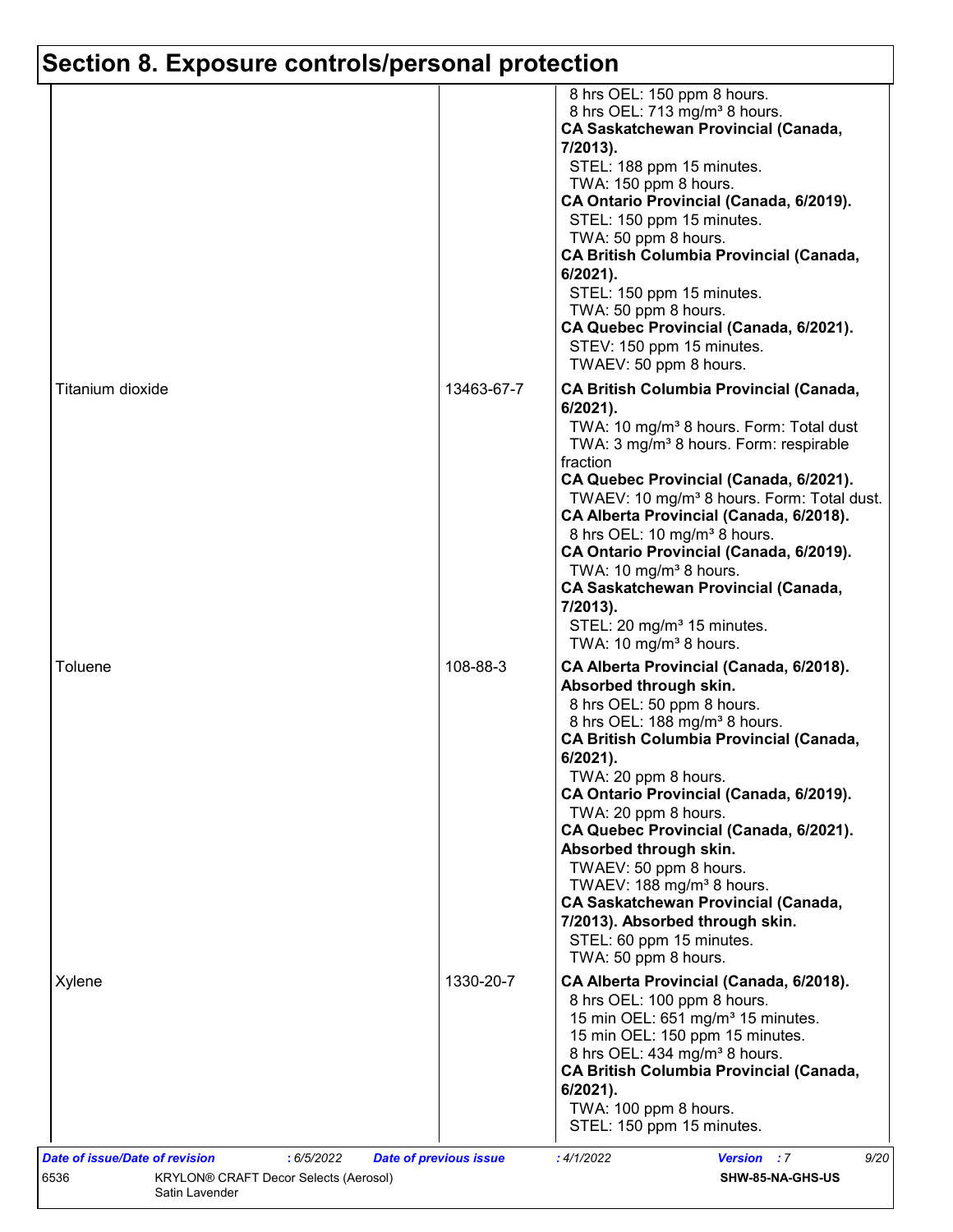## Section 8. Exposure controls/personal protection

| | | |
|---|---|---|
| | | 8 hrs OEL: 150 ppm 8 hours.<br>8 hrs OEL: 713 mg/m³ 8 hours.<br>**CA Saskatchewan Provincial (Canada, 7/2013).**<br>STEL: 188 ppm 15 minutes.<br>TWA: 150 ppm 8 hours.<br>**CA Ontario Provincial (Canada, 6/2019).**<br>STEL: 150 ppm 15 minutes.<br>TWA: 50 ppm 8 hours.<br>**CA British Columbia Provincial (Canada, 6/2021).**<br>STEL: 150 ppm 15 minutes.<br>TWA: 50 ppm 8 hours.<br>**CA Quebec Provincial (Canada, 6/2021).**<br>STEV: 150 ppm 15 minutes.<br>TWAEV: 50 ppm 8 hours. |
| Titanium dioxide | 13463-67-7 | **CA British Columbia Provincial (Canada, 6/2021).**<br>TWA: 10 mg/m³ 8 hours. Form: Total dust<br>TWA: 3 mg/m³ 8 hours. Form: respirable fraction<br>**CA Quebec Provincial (Canada, 6/2021).**<br>TWAEV: 10 mg/m³ 8 hours. Form: Total dust.<br>**CA Alberta Provincial (Canada, 6/2018).**<br>8 hrs OEL: 10 mg/m³ 8 hours.<br>**CA Ontario Provincial (Canada, 6/2019).**<br>TWA: 10 mg/m³ 8 hours.<br>**CA Saskatchewan Provincial (Canada, 7/2013).**<br>STEL: 20 mg/m³ 15 minutes.<br>TWA: 10 mg/m³ 8 hours. |
| Toluene | 108-88-3 | **CA Alberta Provincial (Canada, 6/2018). Absorbed through skin.**<br>8 hrs OEL: 50 ppm 8 hours.<br>8 hrs OEL: 188 mg/m³ 8 hours.<br>**CA British Columbia Provincial (Canada, 6/2021).**<br>TWA: 20 ppm 8 hours.<br>**CA Ontario Provincial (Canada, 6/2019).**<br>TWA: 20 ppm 8 hours.<br>**CA Quebec Provincial (Canada, 6/2021). Absorbed through skin.**<br>TWAEV: 50 ppm 8 hours.<br>TWAEV: 188 mg/m³ 8 hours.<br>**CA Saskatchewan Provincial (Canada, 7/2013). Absorbed through skin.**<br>STEL: 60 ppm 15 minutes.<br>TWA: 50 ppm 8 hours. |
| Xylene | 1330-20-7 | **CA Alberta Provincial (Canada, 6/2018).**<br>8 hrs OEL: 100 ppm 8 hours.<br>15 min OEL: 651 mg/m³ 15 minutes.<br>15 min OEL: 150 ppm 15 minutes.<br>8 hrs OEL: 434 mg/m³ 8 hours.<br>**CA British Columbia Provincial (Canada, 6/2021).**<br>TWA: 100 ppm 8 hours.<br>STEL: 150 ppm 15 minutes. |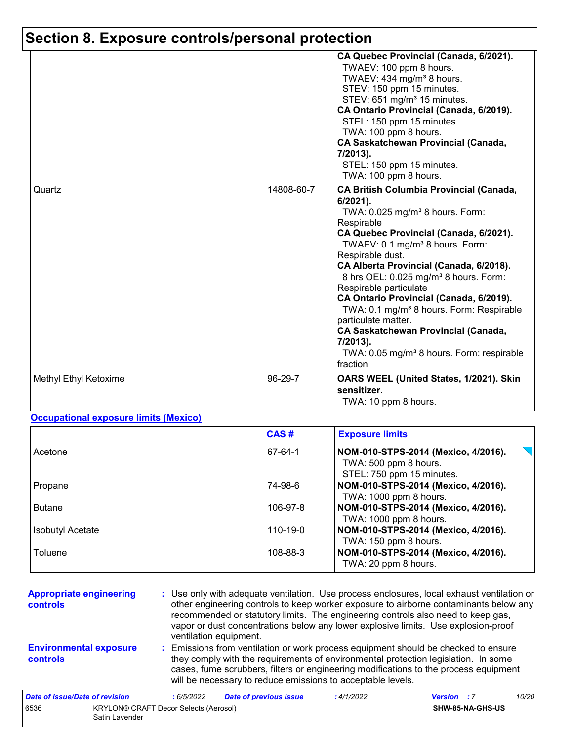## Section 8. Exposure controls/personal protection

| | | |
|---|---|---|
| | | **CA Quebec Provincial (Canada, 6/2021).**<br>TWAEV: 100 ppm 8 hours.<br>TWAEV: 434 mg/m³ 8 hours.<br>STEV: 150 ppm 15 minutes.<br>STEV: 651 mg/m³ 15 minutes.<br>**CA Ontario Provincial (Canada, 6/2019).**<br>STEL: 150 ppm 15 minutes.<br>TWA: 100 ppm 8 hours.<br>**CA Saskatchewan Provincial (Canada, 7/2013).**<br>STEL: 150 ppm 15 minutes.<br>TWA: 100 ppm 8 hours. |
| Quartz | 14808-60-7 | **CA British Columbia Provincial (Canada, 6/2021).**<br>TWA: 0.025 mg/m³ 8 hours. Form: Respirable<br>**CA Quebec Provincial (Canada, 6/2021).**<br>TWAEV: 0.1 mg/m³ 8 hours. Form: Respirable dust.<br>**CA Alberta Provincial (Canada, 6/2018).**<br>8 hrs OEL: 0.025 mg/m³ 8 hours. Form: Respirable particulate<br>**CA Ontario Provincial (Canada, 6/2019).**<br>TWA: 0.1 mg/m³ 8 hours. Form: Respirable particulate matter.<br>**CA Saskatchewan Provincial (Canada, 7/2013).**<br>TWA: 0.05 mg/m³ 8 hours. Form: respirable fraction |
| Methyl Ethyl Ketoxime | 96-29-7 | **OARS WEEL (United States, 1/2021). Skin sensitizer.**<br>TWA: 10 ppm 8 hours. |

**Occupational exposure limits (Mexico)**

| | CAS # | Exposure limits |
|---|---|---|
| Acetone | 67-64-1 | **NOM-010-STPS-2014 (Mexico, 4/2016).**<br>TWA: 500 ppm 8 hours.<br>STEL: 750 ppm 15 minutes. |
| Propane | 74-98-6 | **NOM-010-STPS-2014 (Mexico, 4/2016).**<br>TWA: 1000 ppm 8 hours. |
| Butane | 106-97-8 | **NOM-010-STPS-2014 (Mexico, 4/2016).**<br>TWA: 1000 ppm 8 hours. |
| Isobutyl Acetate | 110-19-0 | **NOM-010-STPS-2014 (Mexico, 4/2016).**<br>TWA: 150 ppm 8 hours. |
| Toluene | 108-88-3 | **NOM-010-STPS-2014 (Mexico, 4/2016).**<br>TWA: 20 ppm 8 hours. |

**Appropriate engineering controls** : Use only with adequate ventilation. Use process enclosures, local exhaust ventilation or other engineering controls to keep worker exposure to airborne contaminants below any recommended or statutory limits. The engineering controls also need to keep gas, vapor or dust concentrations below any lower explosive limits. Use explosion-proof ventilation equipment.

**Environmental exposure controls** : Emissions from ventilation or work process equipment should be checked to ensure they comply with the requirements of environmental protection legislation. In some cases, fume scrubbers, filters or engineering modifications to the process equipment will be necessary to reduce emissions to acceptable levels.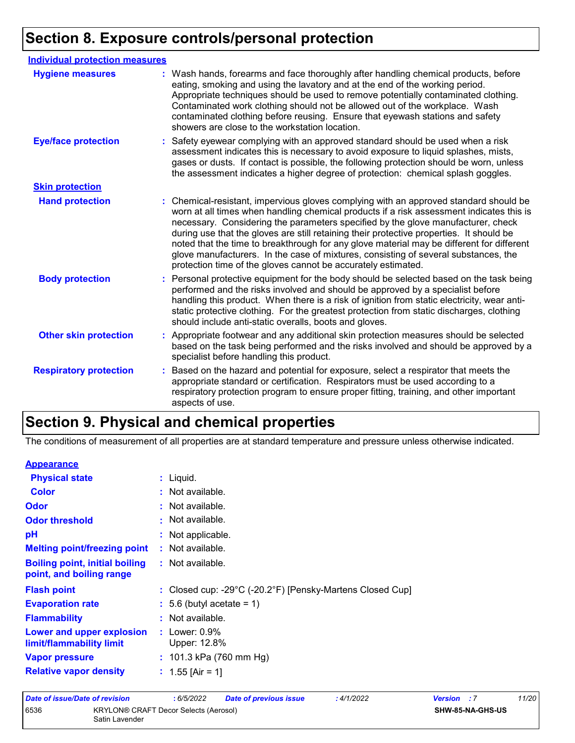# Section 8. Exposure controls/personal protection

**Individual protection measures**

**Hygiene measures** : Wash hands, forearms and face thoroughly after handling chemical products, before eating, smoking and using the lavatory and at the end of the working period. Appropriate techniques should be used to remove potentially contaminated clothing. Contaminated work clothing should not be allowed out of the workplace. Wash contaminated clothing before reusing. Ensure that eyewash stations and safety showers are close to the workstation location.

**Eye/face protection** : Safety eyewear complying with an approved standard should be used when a risk assessment indicates this is necessary to avoid exposure to liquid splashes, mists, gases or dusts. If contact is possible, the following protection should be worn, unless the assessment indicates a higher degree of protection: chemical splash goggles.

**Skin protection**

**Hand protection** : Chemical-resistant, impervious gloves complying with an approved standard should be worn at all times when handling chemical products if a risk assessment indicates this is necessary. Considering the parameters specified by the glove manufacturer, check during use that the gloves are still retaining their protective properties. It should be noted that the time to breakthrough for any glove material may be different for different glove manufacturers. In the case of mixtures, consisting of several substances, the protection time of the gloves cannot be accurately estimated.

**Body protection** : Personal protective equipment for the body should be selected based on the task being performed and the risks involved and should be approved by a specialist before handling this product. When there is a risk of ignition from static electricity, wear anti-static protective clothing. For the greatest protection from static discharges, clothing should include anti-static overalls, boots and gloves.

**Other skin protection** : Appropriate footwear and any additional skin protection measures should be selected based on the task being performed and the risks involved and should be approved by a specialist before handling this product.

**Respiratory protection** : Based on the hazard and potential for exposure, select a respirator that meets the appropriate standard or certification. Respirators must be used according to a respiratory protection program to ensure proper fitting, training, and other important aspects of use.

# Section 9. Physical and chemical properties

The conditions of measurement of all properties are at standard temperature and pressure unless otherwise indicated.

**Appearance**

**Physical state** : Liquid.

**Color** : Not available.

**Odor** : Not available.

**Odor threshold** : Not available.

**pH** : Not applicable.

**Melting point/freezing point** : Not available.

**Boiling point, initial boiling point, and boiling range** : Not available.

**Flash point** : Closed cup: -29°C (-20.2°F) [Pensky-Martens Closed Cup]

**Evaporation rate** : 5.6 (butyl acetate = 1)

**Flammability** : Not available.

**Lower and upper explosion limit/flammability limit** : Lower: 0.9%
Upper: 12.8%

**Vapor pressure** : 101.3 kPa (760 mm Hg)

**Relative vapor density** : 1.55 [Air = 1]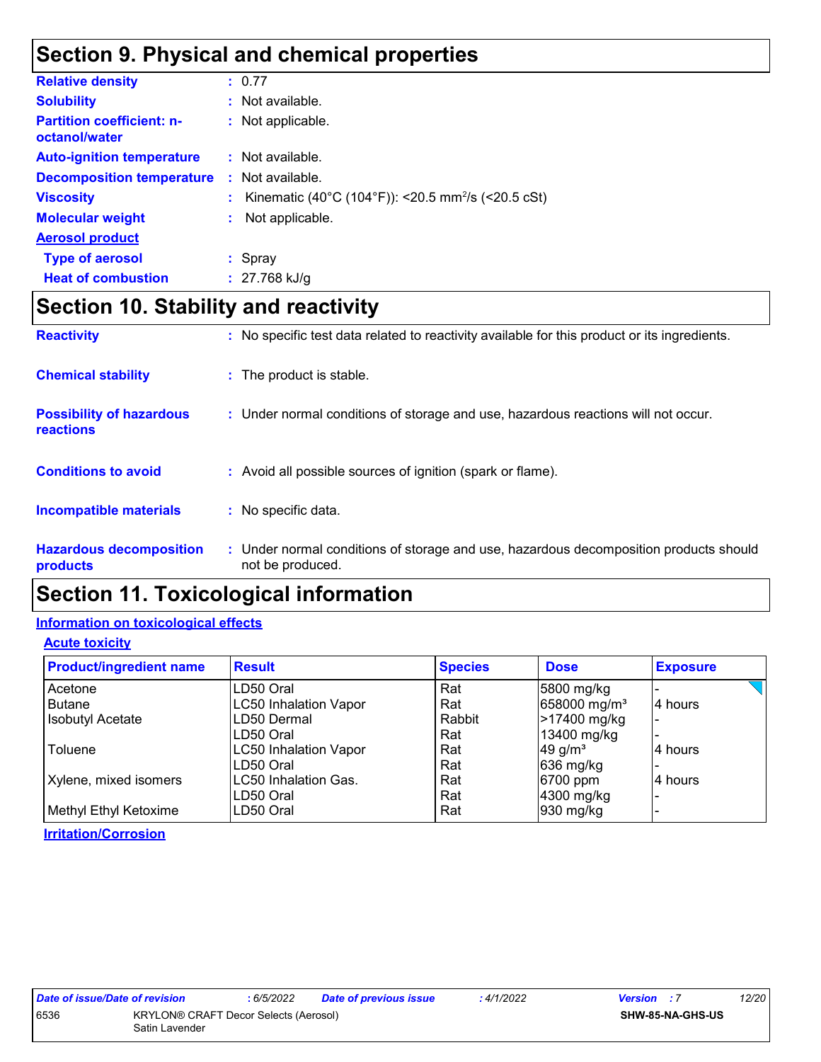## Section 9. Physical and chemical properties

**Relative density** : 0.77

**Solubility** : Not available.

**Partition coefficient: n-octanol/water** : Not applicable.

**Auto-ignition temperature** : Not available.

**Decomposition temperature** : Not available.

**Viscosity** : Kinematic (40°C (104°F)): <20.5 mm$^2$/s (<20.5 cSt)

**Molecular weight** : Not applicable.

**Aerosol product**

**Type of aerosol** : Spray

**Heat of combustion** : 27.768 kJ/g

## Section 10. Stability and reactivity

**Reactivity** : No specific test data related to reactivity available for this product or its ingredients.

**Chemical stability** : The product is stable.

**Possibility of hazardous reactions** : Under normal conditions of storage and use, hazardous reactions will not occur.

**Conditions to avoid** : Avoid all possible sources of ignition (spark or flame).

**Incompatible materials** : No specific data.

**Hazardous decomposition products** : Under normal conditions of storage and use, hazardous decomposition products should not be produced.

## Section 11. Toxicological information

### Information on toxicological effects

#### Acute toxicity

| Product/ingredient name | Result | Species | Dose | Exposure |
|---|---|---|---|---|
| Acetone | LD50 Oral | Rat | 5800 mg/kg | - |
| Butane | LC50 Inhalation Vapor | Rat | 658000 mg/m³ | 4 hours |
| Isobutyl Acetate | LD50 Dermal | Rabbit | >17400 mg/kg | - |
| | LD50 Oral | Rat | 13400 mg/kg | - |
| Toluene | LC50 Inhalation Vapor | Rat | 49 g/m³ | 4 hours |
| | LD50 Oral | Rat | 636 mg/kg | - |
| Xylene, mixed isomers | LC50 Inhalation Gas. | Rat | 6700 ppm | 4 hours |
| | LD50 Oral | Rat | 4300 mg/kg | - |
| Methyl Ethyl Ketoxime | LD50 Oral | Rat | 930 mg/kg | - |

#### Irritation/Corrosion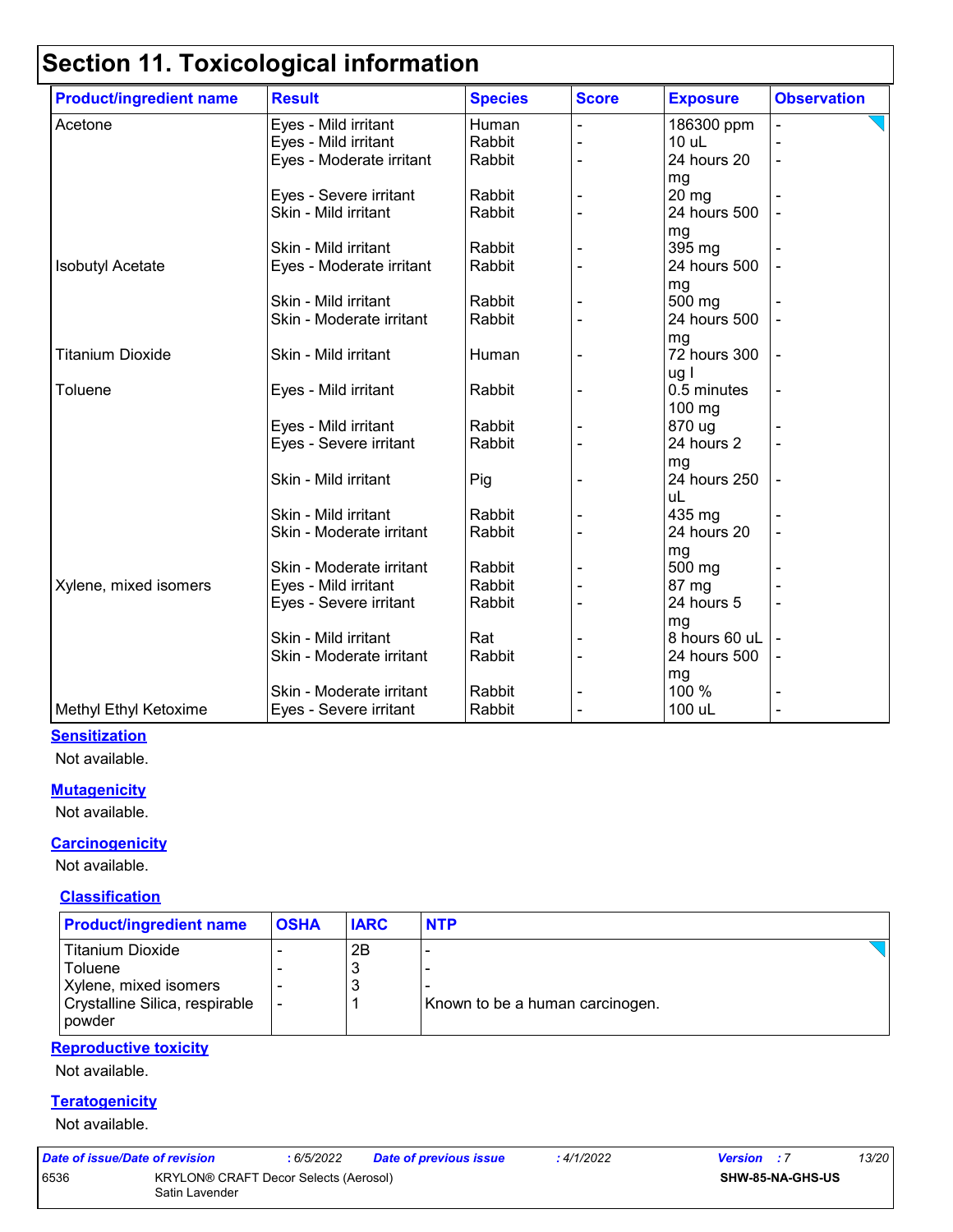# Section 11. Toxicological information

| Product/ingredient name | Result | Species | Score | Exposure | Observation |
|---|---|---|---|---|---|
| Acetone | Eyes - Mild irritant | Human | - | 186300 ppm | - |
| | Eyes - Mild irritant | Rabbit | - | 10 uL | - |
| | Eyes - Moderate irritant | Rabbit | - | 24 hours 20 mg | - |
| | Eyes - Severe irritant | Rabbit | - | 20 mg | - |
| | Skin - Mild irritant | Rabbit | - | 24 hours 500 mg | - |
| | Skin - Mild irritant | Rabbit | - | 395 mg | - |
| Isobutyl Acetate | Eyes - Moderate irritant | Rabbit | - | 24 hours 500 mg | - |
| | Skin - Mild irritant | Rabbit | - | 500 mg | - |
| | Skin - Moderate irritant | Rabbit | - | 24 hours 500 mg | - |
| Titanium Dioxide | Skin - Mild irritant | Human | - | 72 hours 300 ug I | - |
| Toluene | Eyes - Mild irritant | Rabbit | - | 0.5 minutes 100 mg | - |
| | Eyes - Mild irritant | Rabbit | - | 870 ug | - |
| | Eyes - Severe irritant | Rabbit | - | 24 hours 2 mg | - |
| | Skin - Mild irritant | Pig | - | 24 hours 250 uL | - |
| | Skin - Mild irritant | Rabbit | - | 435 mg | - |
| | Skin - Moderate irritant | Rabbit | - | 24 hours 20 mg | - |
| | Skin - Moderate irritant | Rabbit | - | 500 mg | - |
| Xylene, mixed isomers | Eyes - Mild irritant | Rabbit | - | 87 mg | - |
| | Eyes - Severe irritant | Rabbit | - | 24 hours 5 mg | - |
| | Skin - Mild irritant | Rat | - | 8 hours 60 uL | - |
| | Skin - Moderate irritant | Rabbit | - | 24 hours 500 mg | - |
| | Skin - Moderate irritant | Rabbit | - | 100 % | - |
| Methyl Ethyl Ketoxime | Eyes - Severe irritant | Rabbit | - | 100 uL | - |

### Sensitization

Not available.

### Mutagenicity

Not available.

### Carcinogenicity

Not available.

### Classification

| Product/ingredient name | OSHA | IARC | NTP |
|---|---|---|---|
| Titanium Dioxide | - | 2B | - |
| Toluene | - | 3 | - |
| Xylene, mixed isomers | - | 3 | - |
| Crystalline Silica, respirable powder | - | 1 | Known to be a human carcinogen. |

### Reproductive toxicity

Not available.

### Teratogenicity

Not available.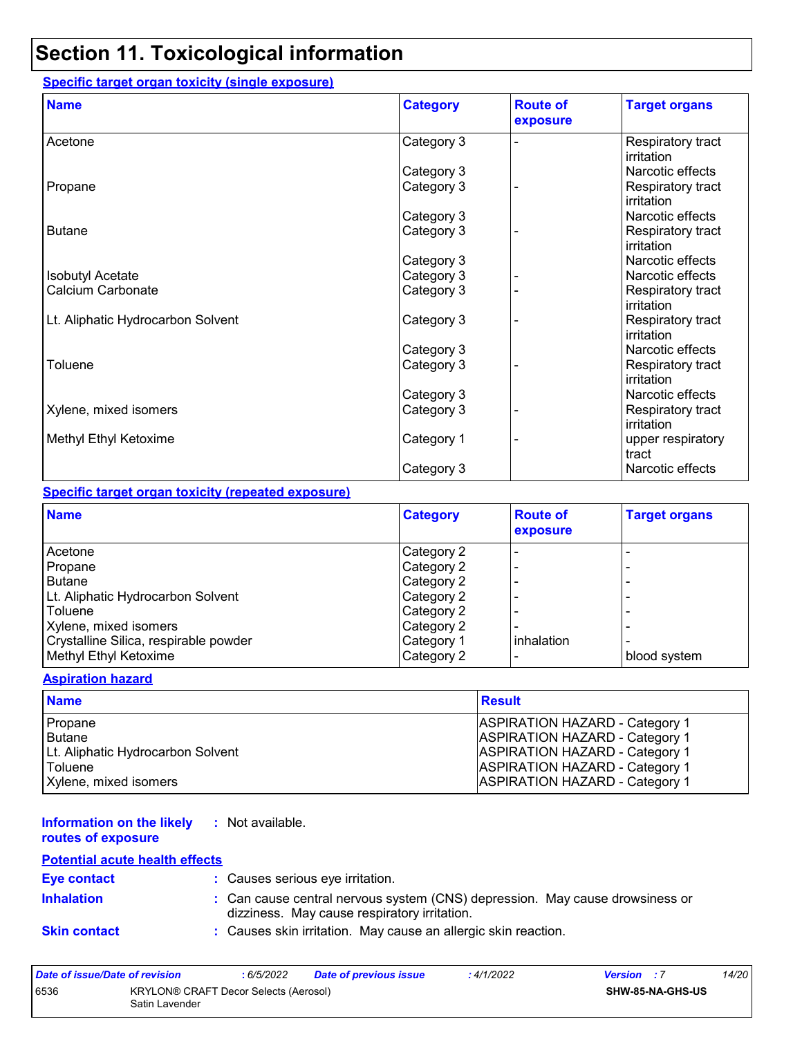# Section 11. Toxicological information

### Specific target organ toxicity (single exposure)

| Name | Category | Route of exposure | Target organs |
|---|---|---|---|
| Acetone | Category 3 | - | Respiratory tract irritation |
| | Category 3 | | Narcotic effects |
| Propane | Category 3 | - | Respiratory tract irritation |
| | Category 3 | | Narcotic effects |
| Butane | Category 3 | - | Respiratory tract irritation |
| | Category 3 | | Narcotic effects |
| Isobutyl Acetate | Category 3 | - | Narcotic effects |
| Calcium Carbonate | Category 3 | - | Respiratory tract irritation |
| Lt. Aliphatic Hydrocarbon Solvent | Category 3 | - | Respiratory tract irritation |
| | Category 3 | | Narcotic effects |
| Toluene | Category 3 | - | Respiratory tract irritation |
| | Category 3 | | Narcotic effects |
| Xylene, mixed isomers | Category 3 | - | Respiratory tract irritation |
| Methyl Ethyl Ketoxime | Category 1 | - | upper respiratory tract |
| | Category 3 | | Narcotic effects |

### Specific target organ toxicity (repeated exposure)

| Name | Category | Route of exposure | Target organs |
|---|---|---|---|
| Acetone | Category 2 | - | - |
| Propane | Category 2 | - | - |
| Butane | Category 2 | - | - |
| Lt. Aliphatic Hydrocarbon Solvent | Category 2 | - | - |
| Toluene | Category 2 | - | - |
| Xylene, mixed isomers | Category 2 | - | - |
| Crystalline Silica, respirable powder | Category 1 | inhalation | - |
| Methyl Ethyl Ketoxime | Category 2 | - | blood system |

### Aspiration hazard

| Name | Result |
|---|---|
| Propane | ASPIRATION HAZARD - Category 1 |
| Butane | ASPIRATION HAZARD - Category 1 |
| Lt. Aliphatic Hydrocarbon Solvent | ASPIRATION HAZARD - Category 1 |
| Toluene | ASPIRATION HAZARD - Category 1 |
| Xylene, mixed isomers | ASPIRATION HAZARD - Category 1 |

**Information on the likely routes of exposure** : Not available.

### Potential acute health effects

**Eye contact** : Causes serious eye irritation.

**Inhalation** : Can cause central nervous system (CNS) depression. May cause drowsiness or dizziness. May cause respiratory irritation.

**Skin contact** : Causes skin irritation. May cause an allergic skin reaction.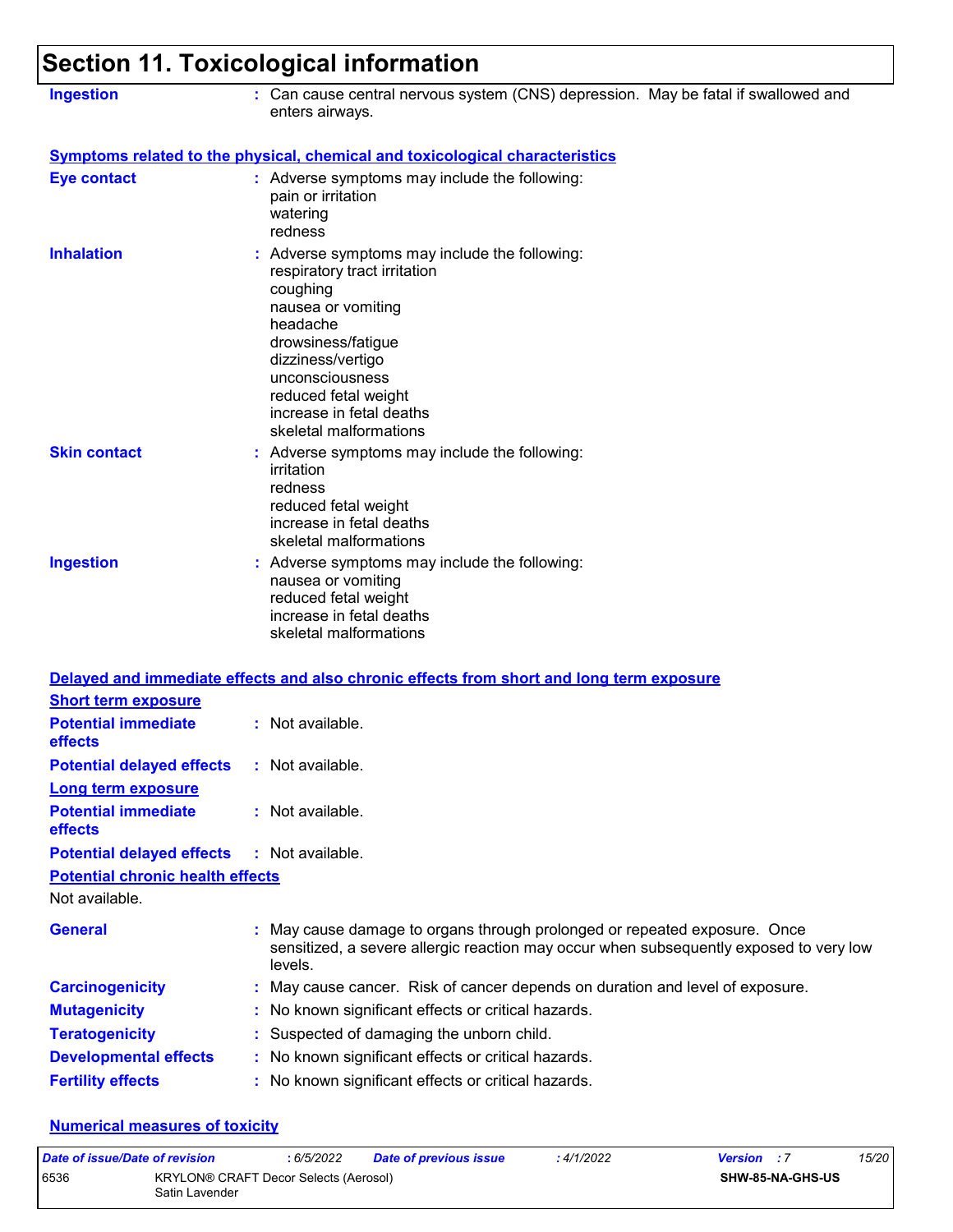# Section 11. Toxicological information

**Ingestion** : Can cause central nervous system (CNS) depression. May be fatal if swallowed and enters airways.

### Symptoms related to the physical, chemical and toxicological characteristics

**Eye contact** : Adverse symptoms may include the following:
pain or irritation
watering
redness

**Inhalation** : Adverse symptoms may include the following:
respiratory tract irritation
coughing
nausea or vomiting
headache
drowsiness/fatigue
dizziness/vertigo
unconsciousness
reduced fetal weight
increase in fetal deaths
skeletal malformations

**Skin contact** : Adverse symptoms may include the following:
irritation
redness
reduced fetal weight
increase in fetal deaths
skeletal malformations

**Ingestion** : Adverse symptoms may include the following:
nausea or vomiting
reduced fetal weight
increase in fetal deaths
skeletal malformations

### Delayed and immediate effects and also chronic effects from short and long term exposure

**Short term exposure**

**Potential immediate effects** : Not available.

**Potential delayed effects** : Not available.

**Long term exposure**

**Potential immediate effects** : Not available.

**Potential delayed effects** : Not available.

**Potential chronic health effects**

Not available.

**General** : May cause damage to organs through prolonged or repeated exposure. Once sensitized, a severe allergic reaction may occur when subsequently exposed to very low levels.

**Carcinogenicity** : May cause cancer. Risk of cancer depends on duration and level of exposure.

**Mutagenicity** : No known significant effects or critical hazards.

**Teratogenicity** : Suspected of damaging the unborn child.

**Developmental effects** : No known significant effects or critical hazards.

**Fertility effects** : No known significant effects or critical hazards.

### Numerical measures of toxicity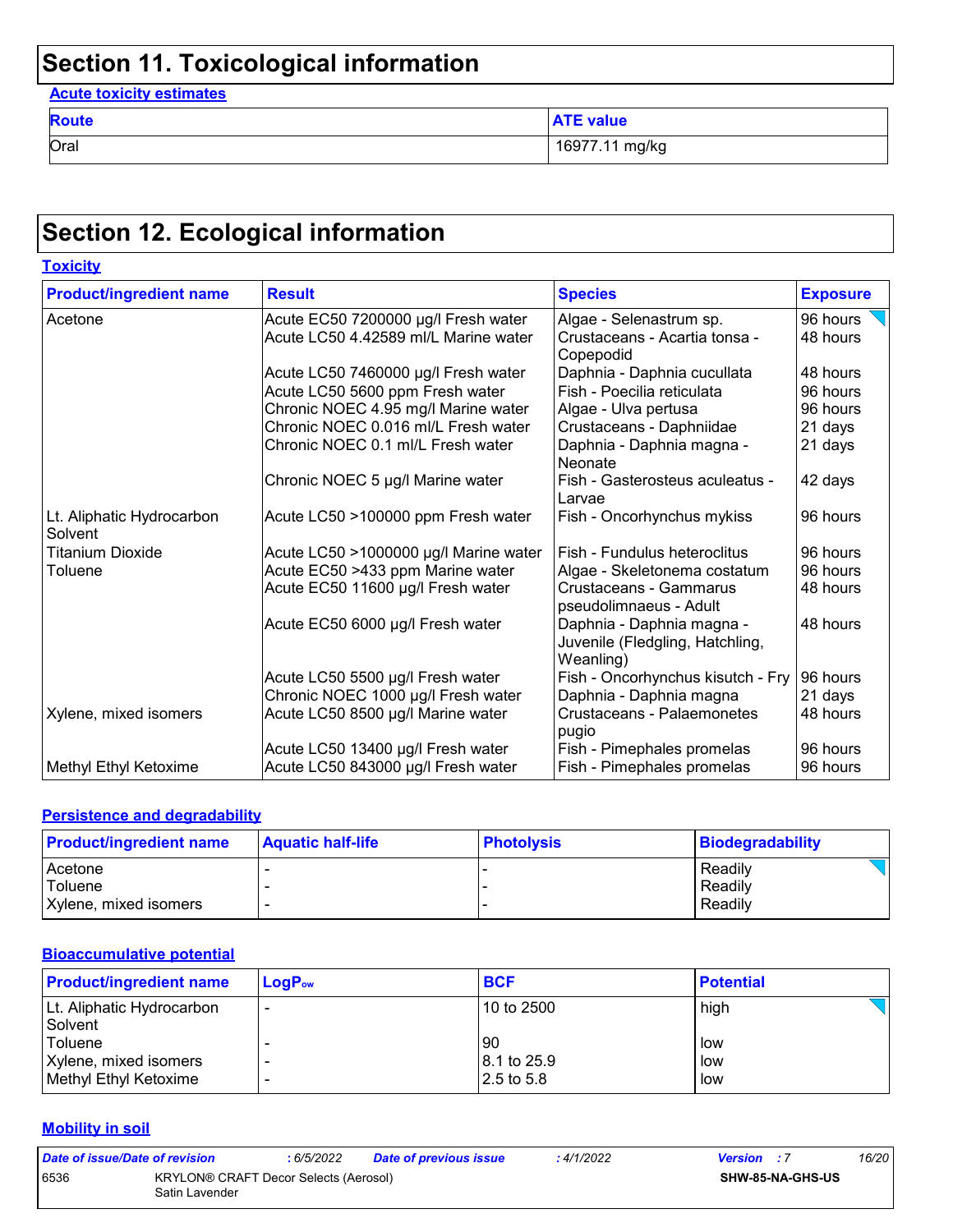# Section 11. Toxicological information

**Acute toxicity estimates**

| Route | ATE value |
|---|---|
| Oral | 16977.11 mg/kg |

# Section 12. Ecological information

**Toxicity**

| Product/ingredient name | Result | Species | Exposure |
|---|---|---|---|
| Acetone | Acute EC50 7200000 µg/l Fresh water | Algae - Selenastrum sp. | 96 hours |
| | Acute LC50 4.42589 ml/L Marine water | Crustaceans - Acartia tonsa - Copepodid | 48 hours |
| | Acute LC50 7460000 µg/l Fresh water | Daphnia - Daphnia cucullata | 48 hours |
| | Acute LC50 5600 ppm Fresh water | Fish - Poecilia reticulata | 96 hours |
| | Chronic NOEC 4.95 mg/l Marine water | Algae - Ulva pertusa | 96 hours |
| | Chronic NOEC 0.016 ml/L Fresh water | Crustaceans - Daphniidae | 21 days |
| | Chronic NOEC 0.1 ml/L Fresh water | Daphnia - Daphnia magna - Neonate | 21 days |
| | Chronic NOEC 5 µg/l Marine water | Fish - Gasterosteus aculeatus - Larvae | 42 days |
| Lt. Aliphatic Hydrocarbon Solvent | Acute LC50 >100000 ppm Fresh water | Fish - Oncorhynchus mykiss | 96 hours |
| Titanium Dioxide | Acute LC50 >1000000 µg/l Marine water | Fish - Fundulus heteroclitus | 96 hours |
| Toluene | Acute EC50 >433 ppm Marine water | Algae - Skeletonema costatum | 96 hours |
| | Acute EC50 11600 µg/l Fresh water | Crustaceans - Gammarus pseudolimnaeus - Adult | 48 hours |
| | Acute EC50 6000 µg/l Fresh water | Daphnia - Daphnia magna - Juvenile (Fledgling, Hatchling, Weanling) | 48 hours |
| | Acute LC50 5500 µg/l Fresh water | Fish - Oncorhynchus kisutch - Fry | 96 hours |
| | Chronic NOEC 1000 µg/l Fresh water | Daphnia - Daphnia magna | 21 days |
| Xylene, mixed isomers | Acute LC50 8500 µg/l Marine water | Crustaceans - Palaemonetes pugio | 48 hours |
| | Acute LC50 13400 µg/l Fresh water | Fish - Pimephales promelas | 96 hours |
| Methyl Ethyl Ketoxime | Acute LC50 843000 µg/l Fresh water | Fish - Pimephales promelas | 96 hours |

**Persistence and degradability**

| Product/ingredient name | Aquatic half-life | Photolysis | Biodegradability |
|---|---|---|---|
| Acetone | - | - | Readily |
| Toluene | - | - | Readily |
| Xylene, mixed isomers | - | - | Readily |

**Bioaccumulative potential**

| Product/ingredient name | $LogP_{ow}$ | BCF | Potential |
|---|---|---|---|
| Lt. Aliphatic Hydrocarbon Solvent | - | 10 to 2500 | high |
| Toluene | - | 90 | low |
| Xylene, mixed isomers | - | 8.1 to 25.9 | low |
| Methyl Ethyl Ketoxime | - | 2.5 to 5.8 | low |

**Mobility in soil**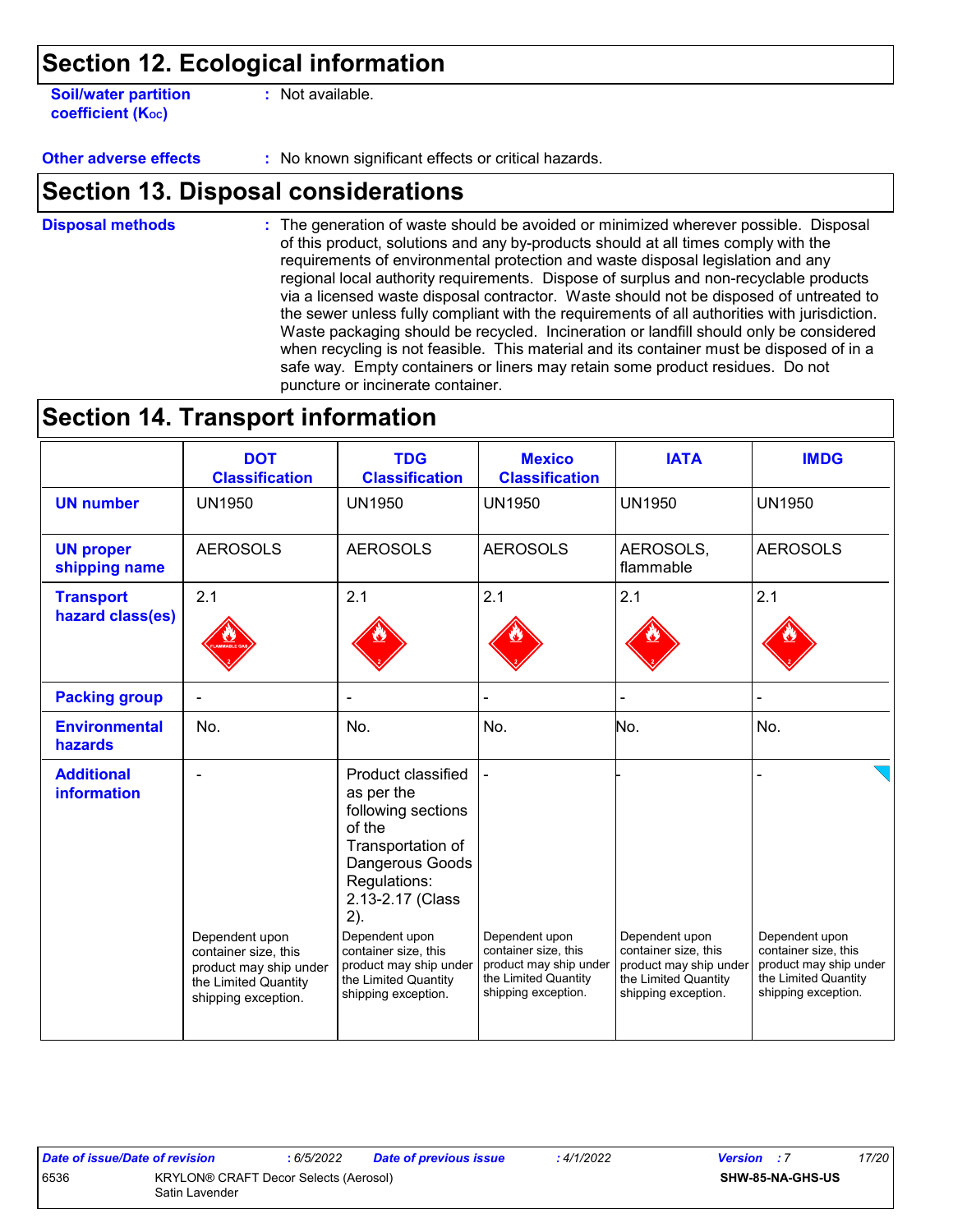## Section 12. Ecological information

**Soil/water partition coefficient ($K_{OC}$)** : Not available.

**Other adverse effects** : No known significant effects or critical hazards.

## Section 13. Disposal considerations

**Disposal methods** : The generation of waste should be avoided or minimized wherever possible. Disposal of this product, solutions and any by-products should at all times comply with the requirements of environmental protection and waste disposal legislation and any regional local authority requirements. Dispose of surplus and non-recyclable products via a licensed waste disposal contractor. Waste should not be disposed of untreated to the sewer unless fully compliant with the requirements of all authorities with jurisdiction. Waste packaging should be recycled. Incineration or landfill should only be considered when recycling is not feasible. This material and its container must be disposed of in a safe way. Empty containers or liners may retain some product residues. Do not puncture or incinerate container.

## Section 14. Transport information

| | DOT Classification | TDG Classification | Mexico Classification | IATA | IMDG |
|---|---|---|---|---|---|
| **UN number** | UN1950 | UN1950 | UN1950 | UN1950 | UN1950 |
| **UN proper shipping name** | AEROSOLS | AEROSOLS | AEROSOLS | AEROSOLS, flammable | AEROSOLS |
| **Transport hazard class(es)** | 2.1 | 2.1 | 2.1 | 2.1 | 2.1 |
| **Packing group** | - | - | - | - | - |
| **Environmental hazards** | No. | No. | No. | No. | No. |
| **Additional information** | - Dependent upon container size, this product may ship under the Limited Quantity shipping exception. | Product classified as per the following sections of the Transportation of Dangerous Goods Regulations: 2.13-2.17 (Class 2). Dependent upon container size, this product may ship under the Limited Quantity shipping exception. | - Dependent upon container size, this product may ship under the Limited Quantity shipping exception. | - Dependent upon container size, this product may ship under the Limited Quantity shipping exception. | - Dependent upon container size, this product may ship under the Limited Quantity shipping exception. |

| Date of issue/Date of revision | : 6/5/2022 | Date of previous issue | : 4/1/2022 | Version : 7 |
|---|---|---|---|---|
| 6536 | KRYLON® CRAFT Decor Selects (Aerosol) Satin Lavender | | | SHW-85-NA-GHS-US |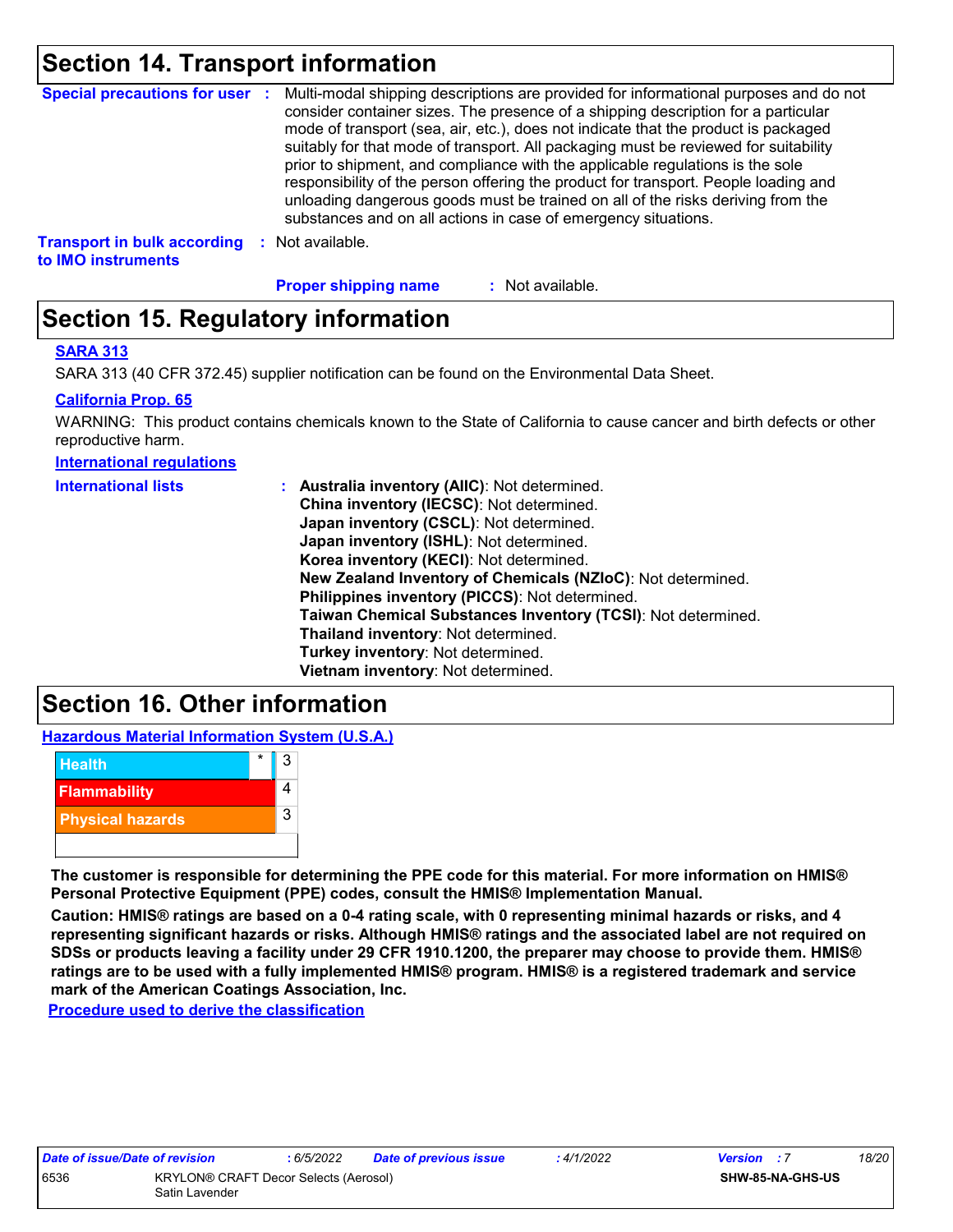## Section 14. Transport information

**Special precautions for user** : Multi-modal shipping descriptions are provided for informational purposes and do not consider container sizes. The presence of a shipping description for a particular mode of transport (sea, air, etc.), does not indicate that the product is packaged suitably for that mode of transport. All packaging must be reviewed for suitability prior to shipment, and compliance with the applicable regulations is the sole responsibility of the person offering the product for transport. People loading and unloading dangerous goods must be trained on all of the risks deriving from the substances and on all actions in case of emergency situations.

**Transport in bulk according to IMO instruments** : Not available.

**Proper shipping name** : Not available.

## Section 15. Regulatory information

**SARA 313**

SARA 313 (40 CFR 372.45) supplier notification can be found on the Environmental Data Sheet.

**California Prop. 65**

WARNING: This product contains chemicals known to the State of California to cause cancer and birth defects or other reproductive harm.

**International regulations**

**International lists** :
- **Australia inventory (AIIC)**: Not determined.
- **China inventory (IECSC)**: Not determined.
- **Japan inventory (CSCL)**: Not determined.
- **Japan inventory (ISHL)**: Not determined.
- **Korea inventory (KECI)**: Not determined.
- **New Zealand Inventory of Chemicals (NZIoC)**: Not determined.
- **Philippines inventory (PICCS)**: Not determined.
- **Taiwan Chemical Substances Inventory (TCSI)**: Not determined.
- **Thailand inventory**: Not determined.
- **Turkey inventory**: Not determined.
- **Vietnam inventory**: Not determined.

## Section 16. Other information

**Hazardous Material Information System (U.S.A.)**

| | | |
|---|---|---|
| Health | * | 3 |
| Flammability | | 4 |
| Physical hazards | | 3 |
| | | |

**The customer is responsible for determining the PPE code for this material. For more information on HMIS® Personal Protective Equipment (PPE) codes, consult the HMIS® Implementation Manual.**

**Caution: HMIS® ratings are based on a 0-4 rating scale, with 0 representing minimal hazards or risks, and 4 representing significant hazards or risks. Although HMIS® ratings and the associated label are not required on SDSs or products leaving a facility under 29 CFR 1910.1200, the preparer may choose to provide them. HMIS® ratings are to be used with a fully implemented HMIS® program. HMIS® is a registered trademark and service mark of the American Coatings Association, Inc.**

**Procedure used to derive the classification**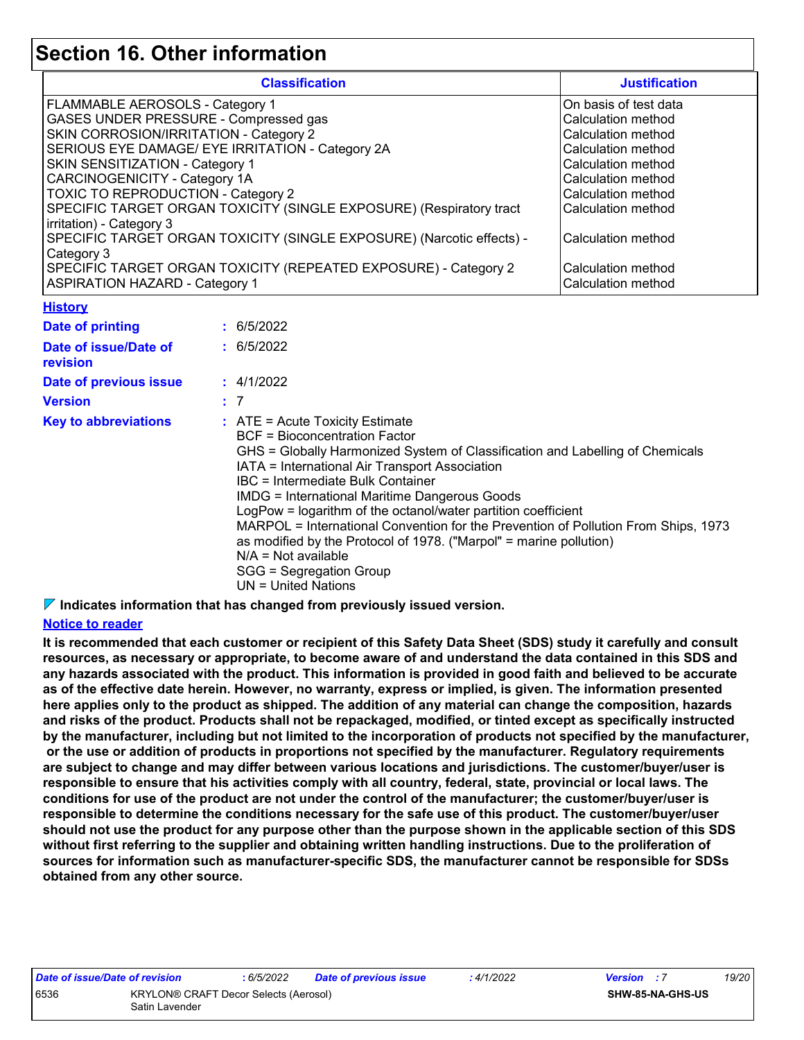# Section 16. Other information

| Classification | Justification |
| --- | --- |
| FLAMMABLE AEROSOLS - Category 1 | On basis of test data |
| GASES UNDER PRESSURE - Compressed gas | Calculation method |
| SKIN CORROSION/IRRITATION - Category 2 | Calculation method |
| SERIOUS EYE DAMAGE/ EYE IRRITATION - Category 2A | Calculation method |
| SKIN SENSITIZATION - Category 1 | Calculation method |
| CARCINOGENICITY - Category 1A | Calculation method |
| TOXIC TO REPRODUCTION - Category 2 | Calculation method |
| SPECIFIC TARGET ORGAN TOXICITY (SINGLE EXPOSURE) (Respiratory tract irritation) - Category 3 | Calculation method |
| SPECIFIC TARGET ORGAN TOXICITY (SINGLE EXPOSURE) (Narcotic effects) - Category 3 | Calculation method |
| SPECIFIC TARGET ORGAN TOXICITY (REPEATED EXPOSURE) - Category 2 | Calculation method |
| ASPIRATION HAZARD - Category 1 | Calculation method |

**History**

**Date of printing** : 6/5/2022

**Date of issue/Date of revision** : 6/5/2022

**Date of previous issue** : 4/1/2022

**Version** : 7

**Key to abbreviations** : ATE = Acute Toxicity Estimate
BCF = Bioconcentration Factor
GHS = Globally Harmonized System of Classification and Labelling of Chemicals
IATA = International Air Transport Association
IBC = Intermediate Bulk Container
IMDG = International Maritime Dangerous Goods
LogPow = logarithm of the octanol/water partition coefficient
MARPOL = International Convention for the Prevention of Pollution From Ships, 1973 as modified by the Protocol of 1978. ("Marpol" = marine pollution)
N/A = Not available
SGG = Segregation Group
UN = United Nations

**Indicates information that has changed from previously issued version.**

**Notice to reader**

**It is recommended that each customer or recipient of this Safety Data Sheet (SDS) study it carefully and consult resources, as necessary or appropriate, to become aware of and understand the data contained in this SDS and any hazards associated with the product. This information is provided in good faith and believed to be accurate as of the effective date herein. However, no warranty, express or implied, is given. The information presented here applies only to the product as shipped. The addition of any material can change the composition, hazards and risks of the product. Products shall not be repackaged, modified, or tinted except as specifically instructed by the manufacturer, including but not limited to the incorporation of products not specified by the manufacturer, or the use or addition of products in proportions not specified by the manufacturer. Regulatory requirements are subject to change and may differ between various locations and jurisdictions. The customer/buyer/user is responsible to ensure that his activities comply with all country, federal, state, provincial or local laws. The conditions for use of the product are not under the control of the manufacturer; the customer/buyer/user is responsible to determine the conditions necessary for the safe use of this product. The customer/buyer/user should not use the product for any purpose other than the purpose shown in the applicable section of this SDS without first referring to the supplier and obtaining written handling instructions. Due to the proliferation of sources for information such as manufacturer-specific SDS, the manufacturer cannot be responsible for SDSs obtained from any other source.**